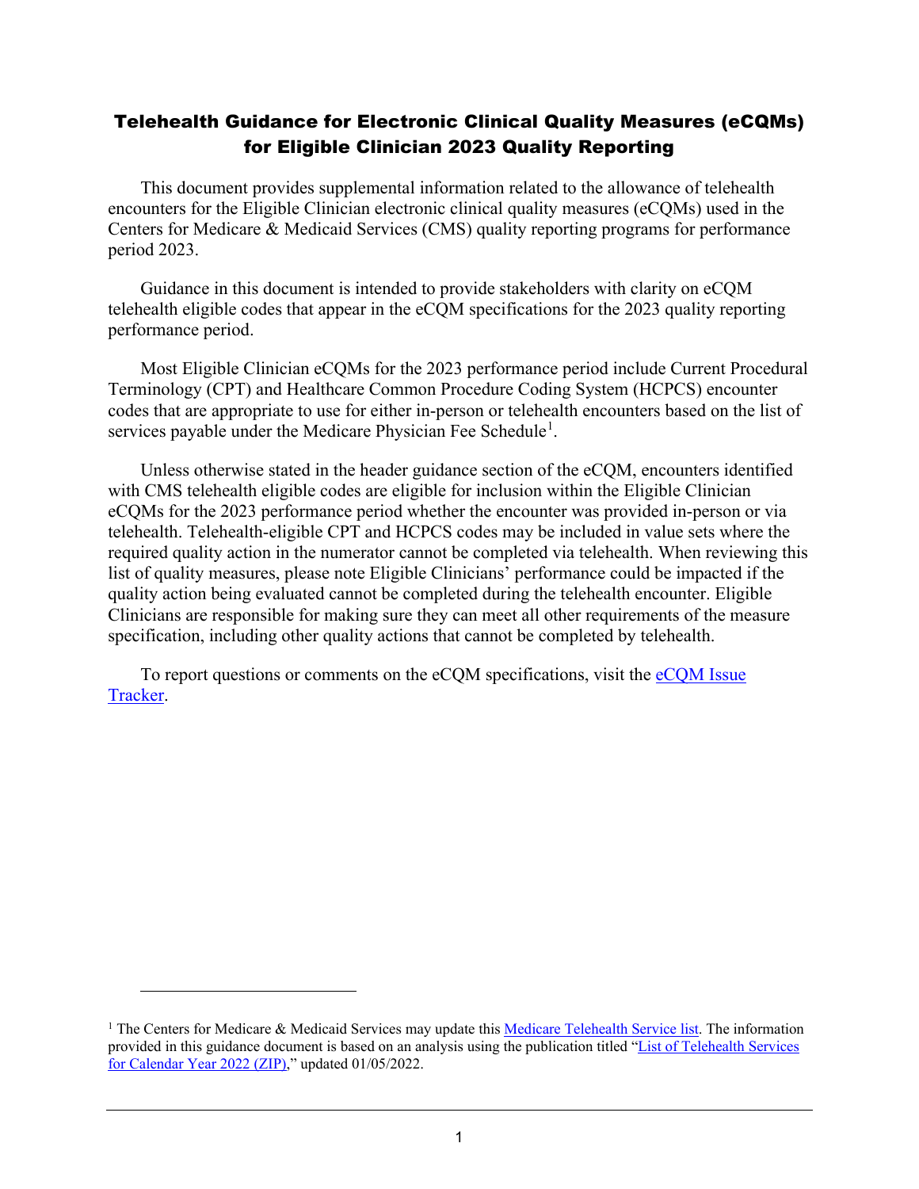# Telehealth Guidance for Electronic Clinical Quality Measures (eCQMs) for Eligible Clinician 2023 Quality Reporting

This document provides supplemental information related to the allowance of telehealth encounters for the Eligible Clinician electronic clinical quality measures (eCQMs) used in the Centers for Medicare & Medicaid Services (CMS) quality reporting programs for performance period 2023.

Guidance in this document is intended to provide stakeholders with clarity on eCQM telehealth eligible codes that appear in the eCQM specifications for the 2023 quality reporting performance period.

Most Eligible Clinician eCQMs for the 2023 performance period include Current Procedural Terminology (CPT) and Healthcare Common Procedure Coding System (HCPCS) encounter codes that are appropriate to use for either in-person or telehealth encounters based on the list of services payable under the Medicare Physician Fee Schedule[1].

Unless otherwise stated in the header guidance section of the eCQM, encounters identified with CMS telehealth eligible codes are eligible for inclusion within the Eligible Clinician eCQMs for the 2023 performance period whether the encounter was provided in-person or via telehealth. Telehealth-eligible CPT and HCPCS codes may be included in value sets where the required quality action in the numerator cannot be completed via telehealth. When reviewing this list of quality measures, please note Eligible Clinicians' performance could be impacted if the quality action being evaluated cannot be completed during the telehealth encounter. Eligible Clinicians are responsible for making sure they can meet all other requirements of the measure specification, including other quality actions that cannot be completed by telehealth.

To report questions or comments on the eCQM specifications, visit the eCQM Issue Tracker.

---

[1] The Centers for Medicare & Medicaid Services may update this Medicare Telehealth Service list. The information provided in this guidance document is based on an analysis using the publication titled "List of Telehealth Services for Calendar Year 2022 (ZIP)," updated 01/05/2022.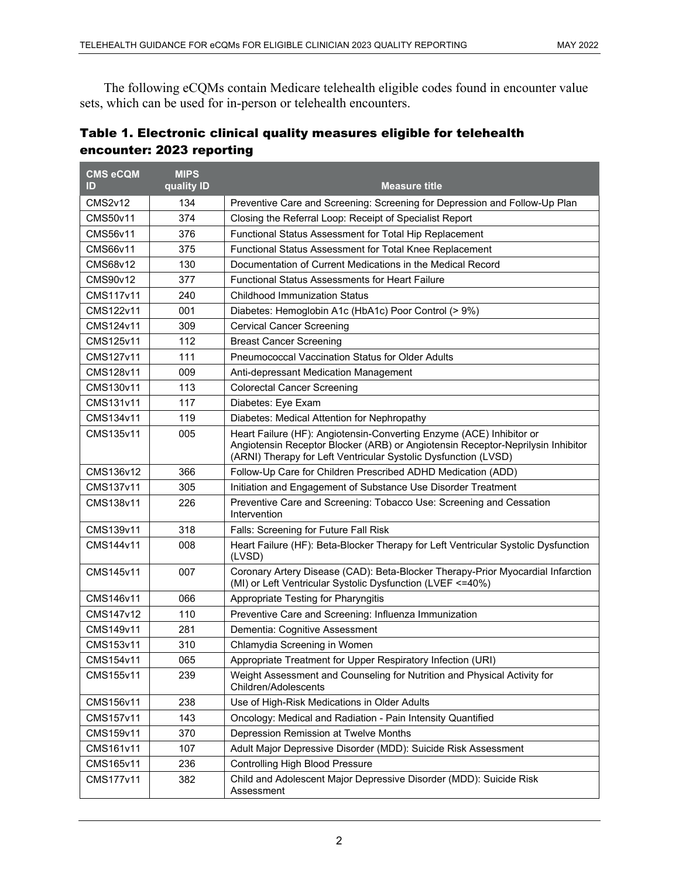The following eCQMs contain Medicare telehealth eligible codes found in encounter value sets, which can be used for in-person or telehealth encounters.

### Table 1. Electronic clinical quality measures eligible for telehealth encounter: 2023 reporting

| CMS eCQM ID | MIPS quality ID | Measure title |
|---|---|---|
| CMS2v12 | 134 | Preventive Care and Screening: Screening for Depression and Follow-Up Plan |
| CMS50v11 | 374 | Closing the Referral Loop: Receipt of Specialist Report |
| CMS56v11 | 376 | Functional Status Assessment for Total Hip Replacement |
| CMS66v11 | 375 | Functional Status Assessment for Total Knee Replacement |
| CMS68v12 | 130 | Documentation of Current Medications in the Medical Record |
| CMS90v12 | 377 | Functional Status Assessments for Heart Failure |
| CMS117v11 | 240 | Childhood Immunization Status |
| CMS122v11 | 001 | Diabetes: Hemoglobin A1c (HbA1c) Poor Control (> 9%) |
| CMS124v11 | 309 | Cervical Cancer Screening |
| CMS125v11 | 112 | Breast Cancer Screening |
| CMS127v11 | 111 | Pneumococcal Vaccination Status for Older Adults |
| CMS128v11 | 009 | Anti-depressant Medication Management |
| CMS130v11 | 113 | Colorectal Cancer Screening |
| CMS131v11 | 117 | Diabetes: Eye Exam |
| CMS134v11 | 119 | Diabetes: Medical Attention for Nephropathy |
| CMS135v11 | 005 | Heart Failure (HF): Angiotensin-Converting Enzyme (ACE) Inhibitor or Angiotensin Receptor Blocker (ARB) or Angiotensin Receptor-Neprilysin Inhibitor (ARNI) Therapy for Left Ventricular Systolic Dysfunction (LVSD) |
| CMS136v12 | 366 | Follow-Up Care for Children Prescribed ADHD Medication (ADD) |
| CMS137v11 | 305 | Initiation and Engagement of Substance Use Disorder Treatment |
| CMS138v11 | 226 | Preventive Care and Screening: Tobacco Use: Screening and Cessation Intervention |
| CMS139v11 | 318 | Falls: Screening for Future Fall Risk |
| CMS144v11 | 008 | Heart Failure (HF): Beta-Blocker Therapy for Left Ventricular Systolic Dysfunction (LVSD) |
| CMS145v11 | 007 | Coronary Artery Disease (CAD): Beta-Blocker Therapy-Prior Myocardial Infarction (MI) or Left Ventricular Systolic Dysfunction (LVEF <=40%) |
| CMS146v11 | 066 | Appropriate Testing for Pharyngitis |
| CMS147v12 | 110 | Preventive Care and Screening: Influenza Immunization |
| CMS149v11 | 281 | Dementia: Cognitive Assessment |
| CMS153v11 | 310 | Chlamydia Screening in Women |
| CMS154v11 | 065 | Appropriate Treatment for Upper Respiratory Infection (URI) |
| CMS155v11 | 239 | Weight Assessment and Counseling for Nutrition and Physical Activity for Children/Adolescents |
| CMS156v11 | 238 | Use of High-Risk Medications in Older Adults |
| CMS157v11 | 143 | Oncology: Medical and Radiation - Pain Intensity Quantified |
| CMS159v11 | 370 | Depression Remission at Twelve Months |
| CMS161v11 | 107 | Adult Major Depressive Disorder (MDD): Suicide Risk Assessment |
| CMS165v11 | 236 | Controlling High Blood Pressure |
| CMS177v11 | 382 | Child and Adolescent Major Depressive Disorder (MDD): Suicide Risk Assessment |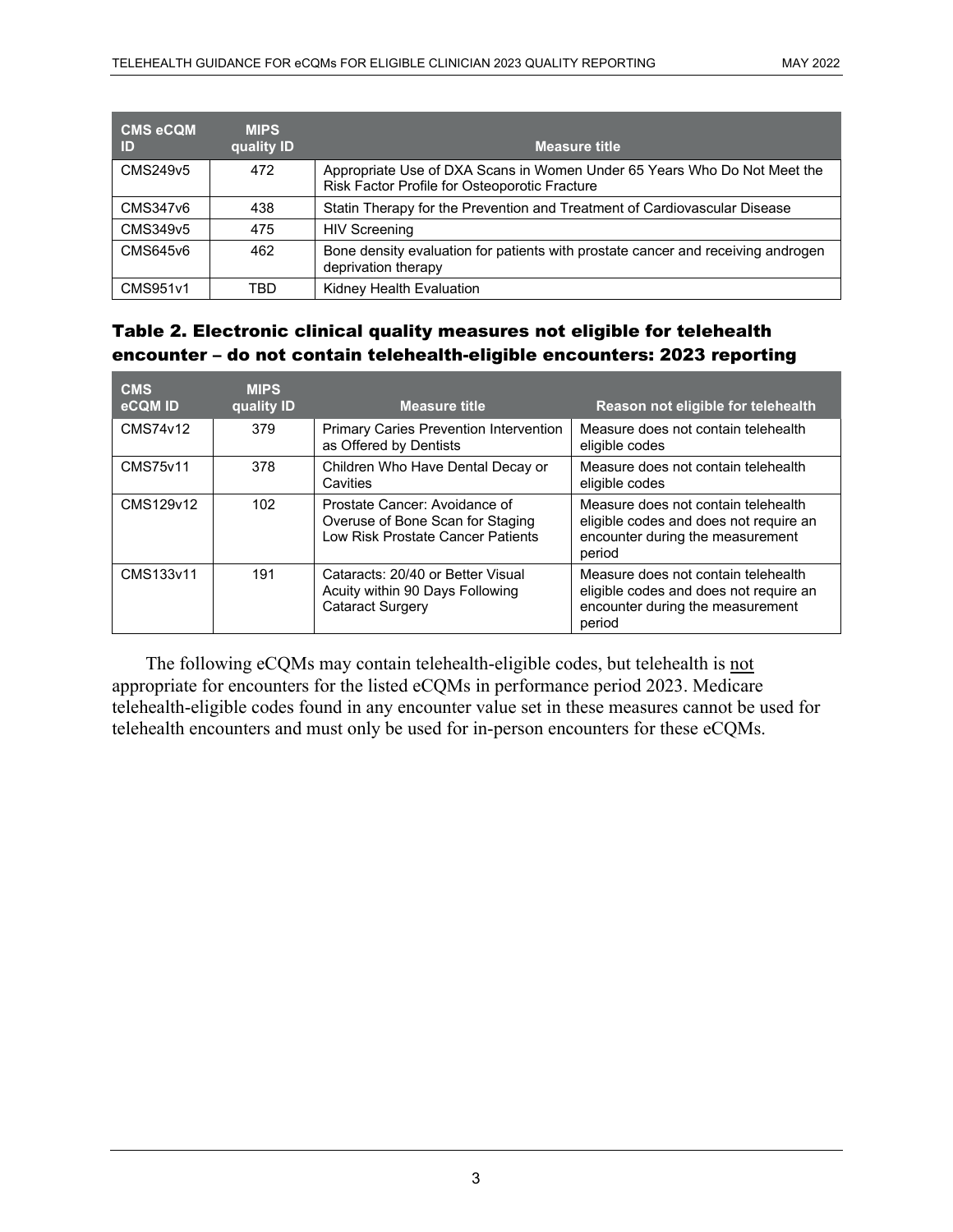| CMS eCQM ID | MIPS quality ID | Measure title |
| --- | --- | --- |
| CMS249v5 | 472 | Appropriate Use of DXA Scans in Women Under 65 Years Who Do Not Meet the Risk Factor Profile for Osteoporotic Fracture |
| CMS347v6 | 438 | Statin Therapy for the Prevention and Treatment of Cardiovascular Disease |
| CMS349v5 | 475 | HIV Screening |
| CMS645v6 | 462 | Bone density evaluation for patients with prostate cancer and receiving androgen deprivation therapy |
| CMS951v1 | TBD | Kidney Health Evaluation |

### Table 2. Electronic clinical quality measures not eligible for telehealth encounter – do not contain telehealth-eligible encounters: 2023 reporting

| CMS eCQM ID | MIPS quality ID | Measure title | Reason not eligible for telehealth |
| --- | --- | --- | --- |
| CMS74v12 | 379 | Primary Caries Prevention Intervention as Offered by Dentists | Measure does not contain telehealth eligible codes |
| CMS75v11 | 378 | Children Who Have Dental Decay or Cavities | Measure does not contain telehealth eligible codes |
| CMS129v12 | 102 | Prostate Cancer: Avoidance of Overuse of Bone Scan for Staging Low Risk Prostate Cancer Patients | Measure does not contain telehealth eligible codes and does not require an encounter during the measurement period |
| CMS133v11 | 191 | Cataracts: 20/40 or Better Visual Acuity within 90 Days Following Cataract Surgery | Measure does not contain telehealth eligible codes and does not require an encounter during the measurement period |

The following eCQMs may contain telehealth-eligible codes, but telehealth is not appropriate for encounters for the listed eCQMs in performance period 2023. Medicare telehealth-eligible codes found in any encounter value set in these measures cannot be used for telehealth encounters and must only be used for in-person encounters for these eCQMs.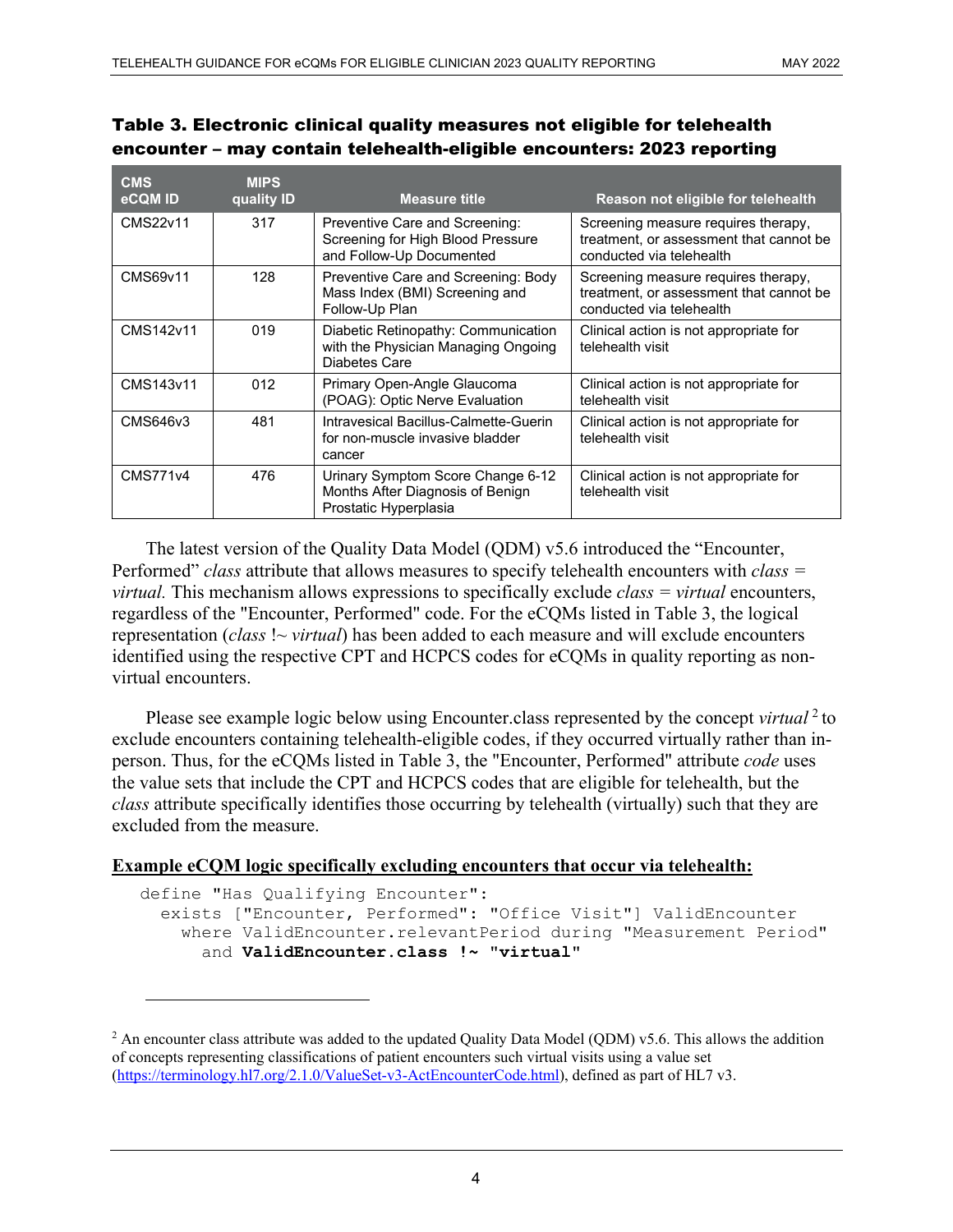**Table 3. Electronic clinical quality measures not eligible for telehealth encounter – may contain telehealth-eligible encounters: 2023 reporting**

| CMS eCQM ID | MIPS quality ID | Measure title | Reason not eligible for telehealth |
|---|---|---|---|
| CMS22v11 | 317 | Preventive Care and Screening: Screening for High Blood Pressure and Follow-Up Documented | Screening measure requires therapy, treatment, or assessment that cannot be conducted via telehealth |
| CMS69v11 | 128 | Preventive Care and Screening: Body Mass Index (BMI) Screening and Follow-Up Plan | Screening measure requires therapy, treatment, or assessment that cannot be conducted via telehealth |
| CMS142v11 | 019 | Diabetic Retinopathy: Communication with the Physician Managing Ongoing Diabetes Care | Clinical action is not appropriate for telehealth visit |
| CMS143v11 | 012 | Primary Open-Angle Glaucoma (POAG): Optic Nerve Evaluation | Clinical action is not appropriate for telehealth visit |
| CMS646v3 | 481 | Intravesical Bacillus-Calmette-Guerin for non-muscle invasive bladder cancer | Clinical action is not appropriate for telehealth visit |
| CMS771v4 | 476 | Urinary Symptom Score Change 6-12 Months After Diagnosis of Benign Prostatic Hyperplasia | Clinical action is not appropriate for telehealth visit |

The latest version of the Quality Data Model (QDM) v5.6 introduced the "Encounter, Performed" *class* attribute that allows measures to specify telehealth encounters with *class = virtual.* This mechanism allows expressions to specifically exclude *class = virtual* encounters, regardless of the "Encounter, Performed" code. For the eCQMs listed in Table 3, the logical representation (*class* !~ *virtual*) has been added to each measure and will exclude encounters identified using the respective CPT and HCPCS codes for eCQMs in quality reporting as non-virtual encounters.

Please see example logic below using Encounter.class represented by the concept *virtual* [2] to exclude encounters containing telehealth-eligible codes, if they occurred virtually rather than in-person. Thus, for the eCQMs listed in Table 3, the "Encounter, Performed" attribute *code* uses the value sets that include the CPT and HCPCS codes that are eligible for telehealth, but the *class* attribute specifically identifies those occurring by telehealth (virtually) such that they are excluded from the measure.

**Example eCQM logic specifically excluding encounters that occur via telehealth:**

```
define "Has Qualifying Encounter":
  exists ["Encounter, Performed": "Office Visit"] ValidEncounter
    where ValidEncounter.relevantPeriod during "Measurement Period"
      and ValidEncounter.class !~ "virtual"
```

[2] An encounter class attribute was added to the updated Quality Data Model (QDM) v5.6. This allows the addition of concepts representing classifications of patient encounters such virtual visits using a value set (https://terminology.hl7.org/2.1.0/ValueSet-v3-ActEncounterCode.html), defined as part of HL7 v3.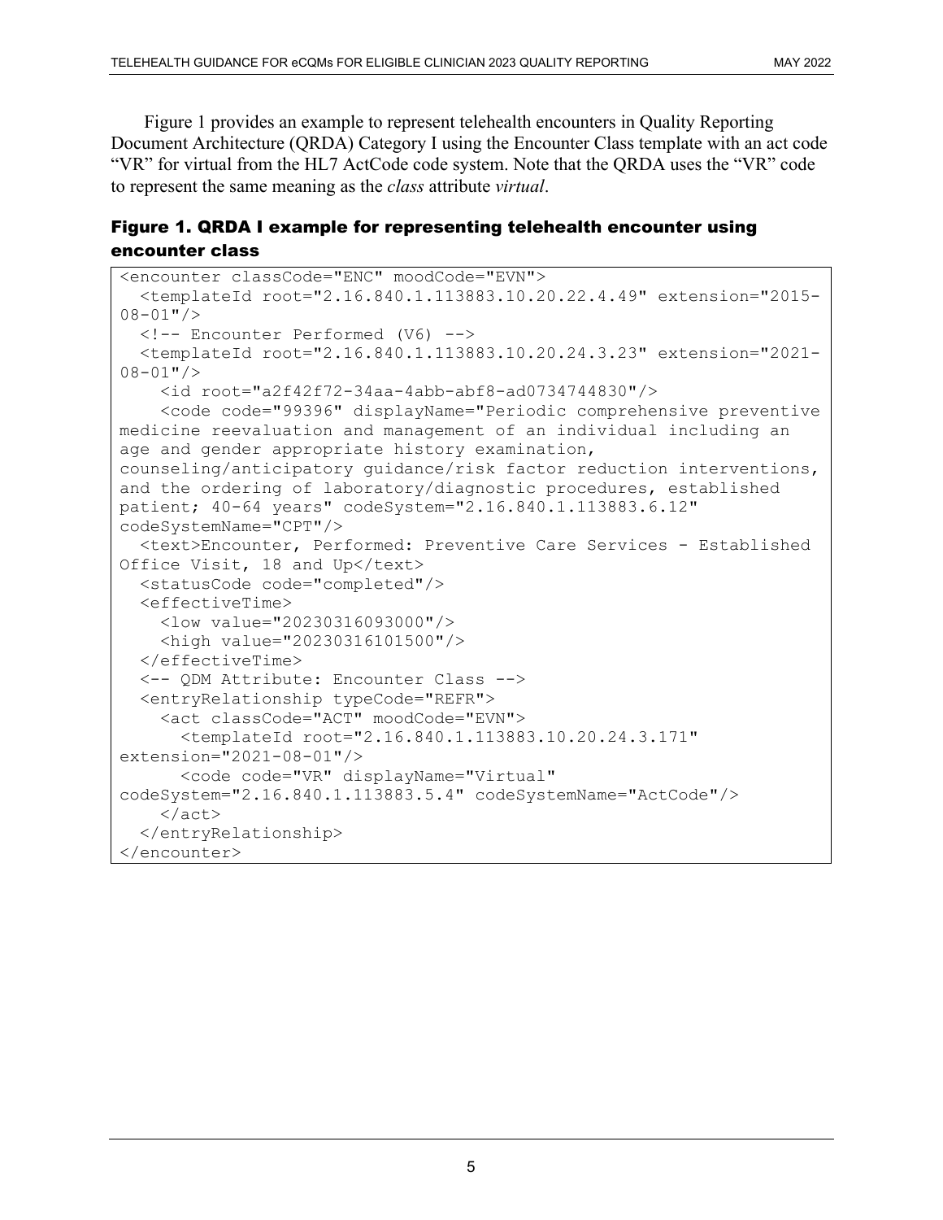Figure 1 provides an example to represent telehealth encounters in Quality Reporting Document Architecture (QRDA) Category I using the Encounter Class template with an act code "VR" for virtual from the HL7 ActCode code system. Note that the QRDA uses the "VR" code to represent the same meaning as the *class* attribute *virtual*.

### Figure 1. QRDA I example for representing telehealth encounter using encounter class

```
<encounter classCode="ENC" moodCode="EVN">
  <templateId root="2.16.840.1.113883.10.20.22.4.49" extension="2015-08-01"/>
  <!-- Encounter Performed (V6) -->
  <templateId root="2.16.840.1.113883.10.20.24.3.23" extension="2021-08-01"/>
    <id root="a2f42f72-34aa-4abb-abf8-ad0734744830"/>
    <code code="99396" displayName="Periodic comprehensive preventive medicine reevaluation and management of an individual including an age and gender appropriate history examination, counseling/anticipatory guidance/risk factor reduction interventions, and the ordering of laboratory/diagnostic procedures, established patient; 40-64 years" codeSystem="2.16.840.1.113883.6.12" codeSystemName="CPT"/>
  <text>Encounter, Performed: Preventive Care Services - Established Office Visit, 18 and Up</text>
  <statusCode code="completed"/>
  <effectiveTime>
    <low value="20230316093000"/>
    <high value="20230316101500"/>
  </effectiveTime>
  <-- QDM Attribute: Encounter Class -->
  <entryRelationship typeCode="REFR">
    <act classCode="ACT" moodCode="EVN">
      <templateId root="2.16.840.1.113883.10.20.24.3.171" extension="2021-08-01"/>
      <code code="VR" displayName="Virtual" codeSystem="2.16.840.1.113883.5.4" codeSystemName="ActCode"/>
    </act>
  </entryRelationship>
</encounter>
```